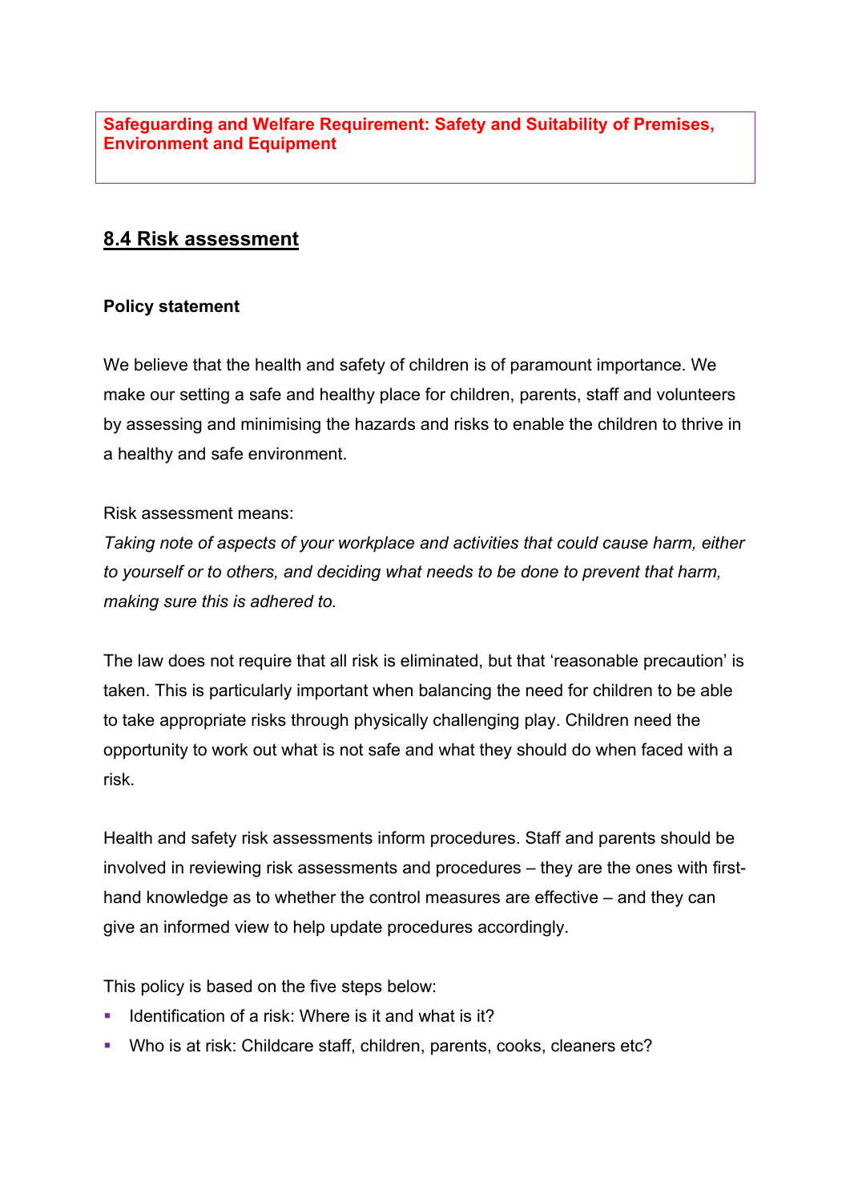**Safeguarding and Welfare Requirement: Safety and Suitability of Premises, Environment and Equipment**

## 8.4 Risk assessment

**Policy statement**

We believe that the health and safety of children is of paramount importance. We make our setting a safe and healthy place for children, parents, staff and volunteers by assessing and minimising the hazards and risks to enable the children to thrive in a healthy and safe environment.

Risk assessment means:
*Taking note of aspects of your workplace and activities that could cause harm, either to yourself or to others, and deciding what needs to be done to prevent that harm, making sure this is adhered to.*

The law does not require that all risk is eliminated, but that 'reasonable precaution' is taken. This is particularly important when balancing the need for children to be able to take appropriate risks through physically challenging play. Children need the opportunity to work out what is not safe and what they should do when faced with a risk.

Health and safety risk assessments inform procedures. Staff and parents should be involved in reviewing risk assessments and procedures – they are the ones with first-hand knowledge as to whether the control measures are effective – and they can give an informed view to help update procedures accordingly.

This policy is based on the five steps below:

- Identification of a risk: Where is it and what is it?
- Who is at risk: Childcare staff, children, parents, cooks, cleaners etc?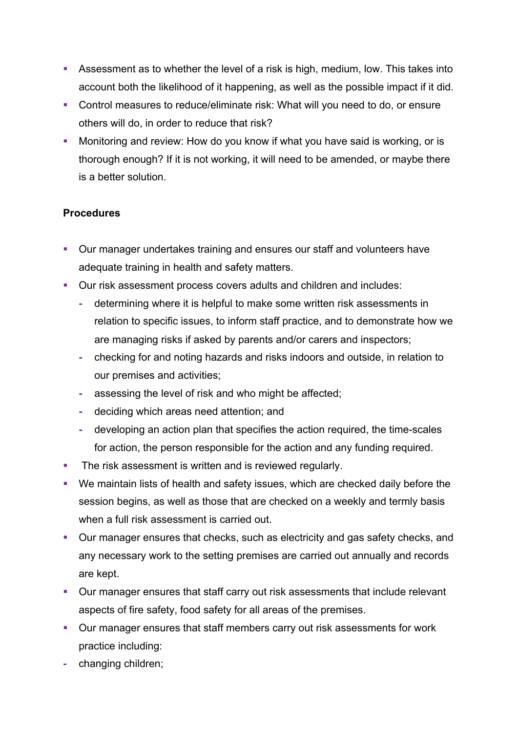- Assessment as to whether the level of a risk is high, medium, low. This takes into account both the likelihood of it happening, as well as the possible impact if it did.
- Control measures to reduce/eliminate risk: What will you need to do, or ensure others will do, in order to reduce that risk?
- Monitoring and review: How do you know if what you have said is working, or is thorough enough? If it is not working, it will need to be amended, or maybe there is a better solution.

**Procedures**

- Our manager undertakes training and ensures our staff and volunteers have adequate training in health and safety matters.
- Our risk assessment process covers adults and children and includes:
  - determining where it is helpful to make some written risk assessments in relation to specific issues, to inform staff practice, and to demonstrate how we are managing risks if asked by parents and/or carers and inspectors;
  - checking for and noting hazards and risks indoors and outside, in relation to our premises and activities;
  - assessing the level of risk and who might be affected;
  - deciding which areas need attention; and
  - developing an action plan that specifies the action required, the time-scales for action, the person responsible for the action and any funding required.
- The risk assessment is written and is reviewed regularly.
- We maintain lists of health and safety issues, which are checked daily before the session begins, as well as those that are checked on a weekly and termly basis when a full risk assessment is carried out.
- Our manager ensures that checks, such as electricity and gas safety checks, and any necessary work to the setting premises are carried out annually and records are kept.
- Our manager ensures that staff carry out risk assessments that include relevant aspects of fire safety, food safety for all areas of the premises.
- Our manager ensures that staff members carry out risk assessments for work practice including:

- changing children;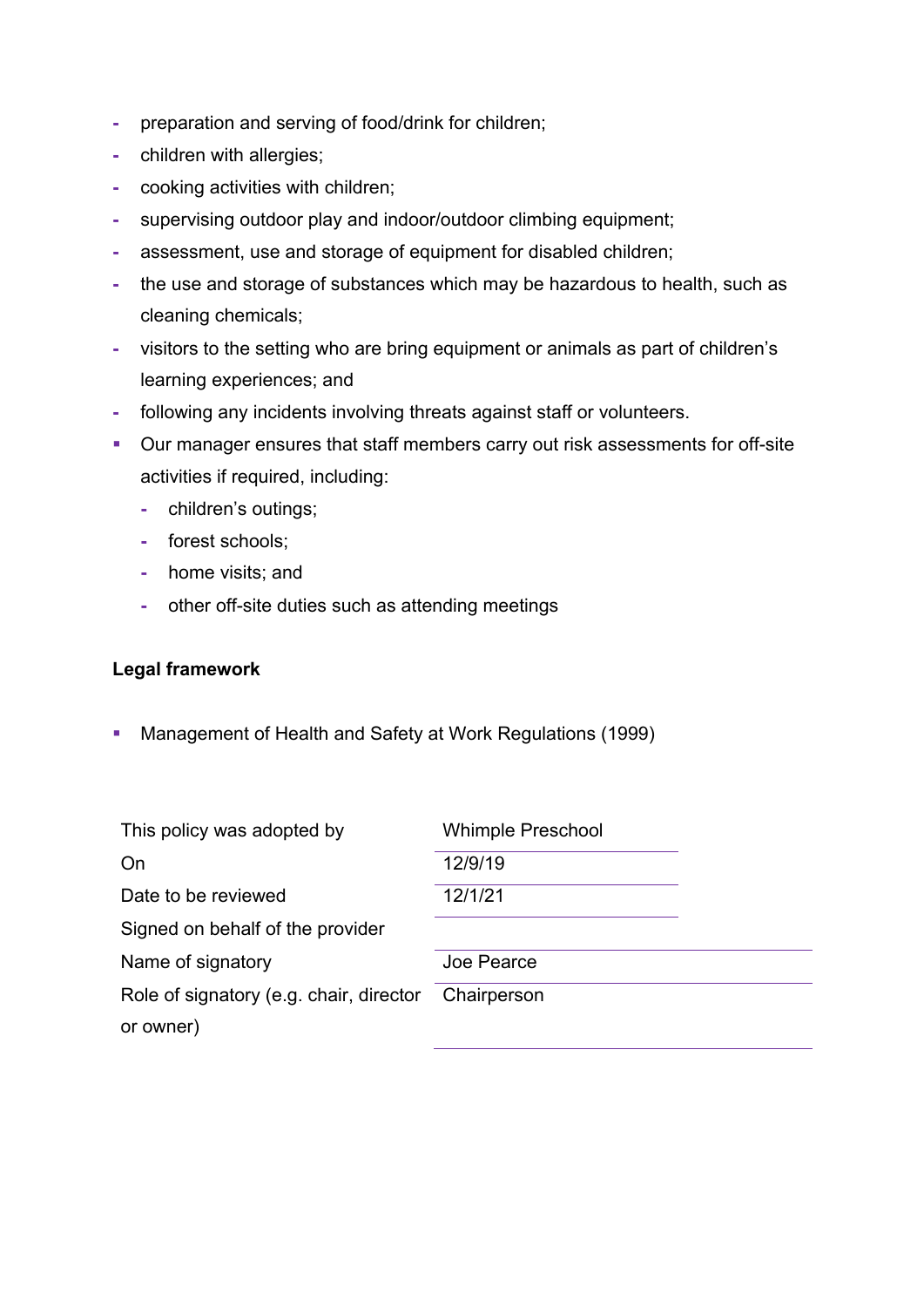- preparation and serving of food/drink for children;
- children with allergies;
- cooking activities with children;
- supervising outdoor play and indoor/outdoor climbing equipment;
- assessment, use and storage of equipment for disabled children;
- the use and storage of substances which may be hazardous to health, such as cleaning chemicals;
- visitors to the setting who are bring equipment or animals as part of children's learning experiences; and
- following any incidents involving threats against staff or volunteers.

- Our manager ensures that staff members carry out risk assessments for off-site activities if required, including:
  - children's outings;
  - forest schools;
  - home visits; and
  - other off-site duties such as attending meetings

**Legal framework**

- Management of Health and Safety at Work Regulations (1999)

| | |
|---|---|
| This policy was adopted by | Whimple Preschool |
| On | 12/9/19 |
| Date to be reviewed | 12/1/21 |
| Signed on behalf of the provider | |
| Name of signatory | Joe Pearce |
| Role of signatory (e.g. chair, director or owner) | Chairperson |